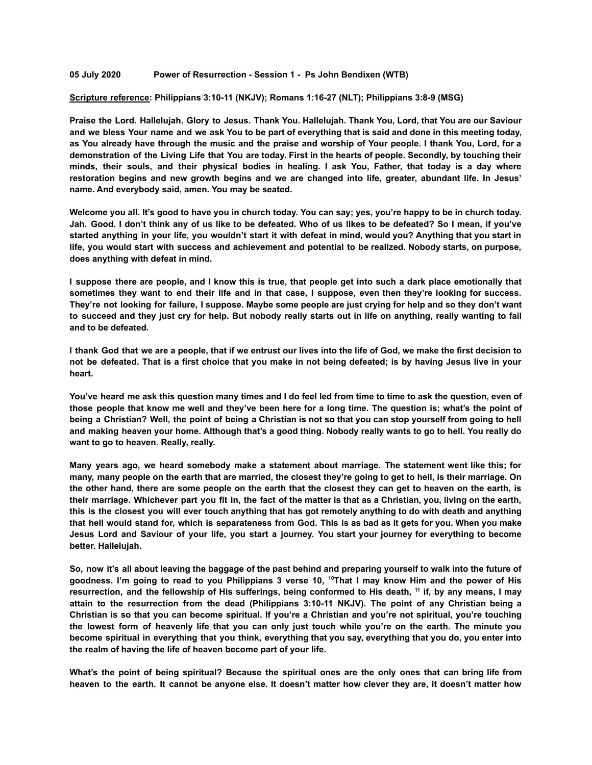**05 July 2020 Power of Resurrection - Session 1 - Ps John Bendixen (WTB)**

**Scripture reference: Philippians 3:10-11 (NKJV); Romans 1:16-27 (NLT); Philippians 3:8-9 (MSG)**

**Praise the Lord. Hallelujah. Glory to Jesus. Thank You. Hallelujah. Thank You, Lord, that You are our Saviour and we bless Your name and we ask You to be part of everything that is said and done in this meeting today, as You already have through the music and the praise and worship of Your people. I thank You, Lord, for a demonstration of the Living Life that You are today. First in the hearts of people. Secondly, by touching their minds, their souls, and their physical bodies in healing. I ask You, Father, that today is a day where restoration begins and new growth begins and we are changed into life, greater, abundant life. In Jesus' name. And everybody said, amen. You may be seated.**

**Welcome you all. It's good to have you in church today. You can say; yes, you're happy to be in church today. Jah. Good. I don't think any of us like to be defeated. Who of us likes to be defeated? So I mean, if you've started anything in your life, you wouldn't start it with defeat in mind, would you? Anything that you start in life, you would start with success and achievement and potential to be realized. Nobody starts, on purpose, does anything with defeat in mind.**

**I suppose there are people, and I know this is true, that people get into such a dark place emotionally that sometimes they want to end their life and in that case, I suppose, even then they're looking for success. They're not looking for failure, I suppose. Maybe some people are just crying for help and so they don't want to succeed and they just cry for help. But nobody really starts out in life on anything, really wanting to fail and to be defeated.**

**I thank God that we are a people, that if we entrust our lives into the life of God, we make the first decision to not be defeated. That is a first choice that you make in not being defeated; is by having Jesus live in your heart.**

**You've heard me ask this question many times and I do feel led from time to time to ask the question, even of those people that know me well and they've been here for a long time. The question is; what's the point of being a Christian? Well, the point of being a Christian is not so that you can stop yourself from going to hell and making heaven your home. Although that's a good thing. Nobody really wants to go to hell. You really do want to go to heaven. Really, really.**

**Many years ago, we heard somebody make a statement about marriage. The statement went like this; for many, many people on the earth that are married, the closest they're going to get to hell, is their marriage. On the other hand, there are some people on the earth that the closest they can get to heaven on the earth, is their marriage. Whichever part you fit in, the fact of the matter is that as a Christian, you, living on the earth, this is the closest you will ever touch anything that has got remotely anything to do with death and anything that hell would stand for, which is separateness from God. This is as bad as it gets for you. When you make Jesus Lord and Saviour of your life, you start a journey. You start your journey for everything to become better. Hallelujah.**

**So, now it's all about leaving the baggage of the past behind and preparing yourself to walk into the future of goodness. I'm going to read to you Philippians 3 verse 10, [10]That I may know Him and the power of His resurrection, and the fellowship of His sufferings, being conformed to His death, [11] if, by any means, I may attain to the resurrection from the dead (Philippians 3:10-11 NKJV). The point of any Christian being a Christian is so that you can become spiritual. If you're a Christian and you're not spiritual, you're touching the lowest form of heavenly life that you can only just touch while you're on the earth. The minute you become spiritual in everything that you think, everything that you say, everything that you do, you enter into the realm of having the life of heaven become part of your life.**

**What's the point of being spiritual? Because the spiritual ones are the only ones that can bring life from heaven to the earth. It cannot be anyone else. It doesn't matter how clever they are, it doesn't matter how**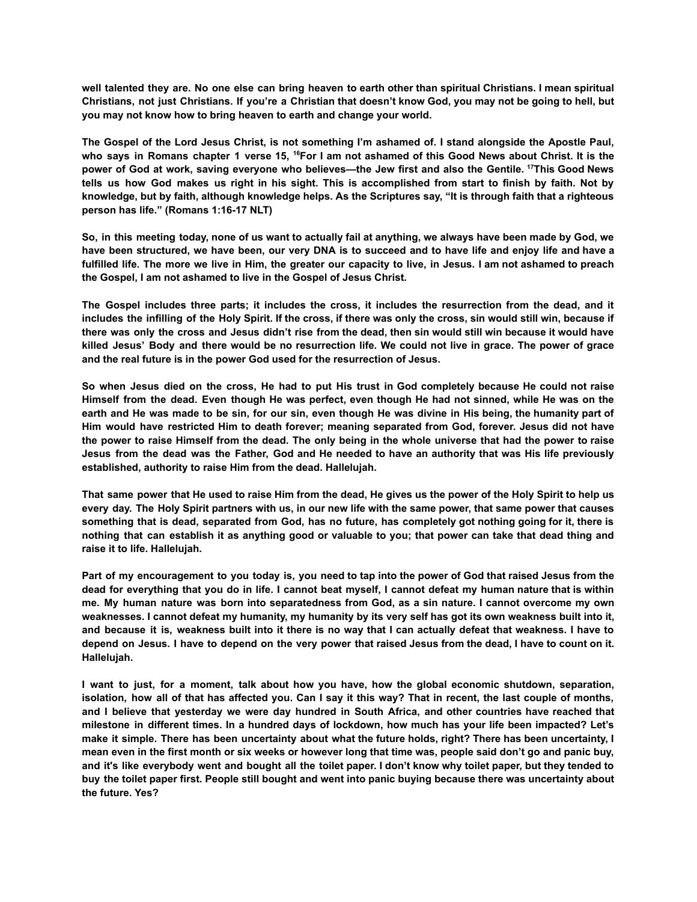**well talented they are. No one else can bring heaven to earth other than spiritual Christians. I mean spiritual Christians, not just Christians. If you're a Christian that doesn't know God, you may not be going to hell, but you may not know how to bring heaven to earth and change your world.**

**The Gospel of the Lord Jesus Christ, is not something I'm ashamed of. I stand alongside the Apostle Paul, who says in Romans chapter 1 verse 15, [16]For I am not ashamed of this Good News about Christ. It is the power of God at work, saving everyone who believes—the Jew first and also the Gentile. [17]This Good News tells us how God makes us right in his sight. This is accomplished from start to finish by faith. Not by knowledge, but by faith, although knowledge helps. As the Scriptures say, "It is through faith that a righteous person has life." (Romans 1:16-17 NLT)**

**So, in this meeting today, none of us want to actually fail at anything, we always have been made by God, we have been structured, we have been, our very DNA is to succeed and to have life and enjoy life and have a fulfilled life. The more we live in Him, the greater our capacity to live, in Jesus. I am not ashamed to preach the Gospel, I am not ashamed to live in the Gospel of Jesus Christ.**

**The Gospel includes three parts; it includes the cross, it includes the resurrection from the dead, and it includes the infilling of the Holy Spirit. If the cross, if there was only the cross, sin would still win, because if there was only the cross and Jesus didn't rise from the dead, then sin would still win because it would have killed Jesus' Body and there would be no resurrection life. We could not live in grace. The power of grace and the real future is in the power God used for the resurrection of Jesus.**

**So when Jesus died on the cross, He had to put His trust in God completely because He could not raise Himself from the dead. Even though He was perfect, even though He had not sinned, while He was on the earth and He was made to be sin, for our sin, even though He was divine in His being, the humanity part of Him would have restricted Him to death forever; meaning separated from God, forever. Jesus did not have the power to raise Himself from the dead. The only being in the whole universe that had the power to raise Jesus from the dead was the Father, God and He needed to have an authority that was His life previously established, authority to raise Him from the dead. Hallelujah.**

**That same power that He used to raise Him from the dead, He gives us the power of the Holy Spirit to help us every day. The Holy Spirit partners with us, in our new life with the same power, that same power that causes something that is dead, separated from God, has no future, has completely got nothing going for it, there is nothing that can establish it as anything good or valuable to you; that power can take that dead thing and raise it to life. Hallelujah.**

**Part of my encouragement to you today is, you need to tap into the power of God that raised Jesus from the dead for everything that you do in life. I cannot beat myself, I cannot defeat my human nature that is within me. My human nature was born into separatedness from God, as a sin nature. I cannot overcome my own weaknesses. I cannot defeat my humanity, my humanity by its very self has got its own weakness built into it, and because it is, weakness built into it there is no way that I can actually defeat that weakness. I have to depend on Jesus. I have to depend on the very power that raised Jesus from the dead, I have to count on it. Hallelujah.**

**I want to just, for a moment, talk about how you have, how the global economic shutdown, separation, isolation, how all of that has affected you. Can I say it this way? That in recent, the last couple of months, and I believe that yesterday we were day hundred in South Africa, and other countries have reached that milestone in different times. In a hundred days of lockdown, how much has your life been impacted? Let's make it simple. There has been uncertainty about what the future holds, right? There has been uncertainty, I mean even in the first month or six weeks or however long that time was, people said don't go and panic buy, and it's like everybody went and bought all the toilet paper. I don't know why toilet paper, but they tended to buy the toilet paper first. People still bought and went into panic buying because there was uncertainty about the future. Yes?**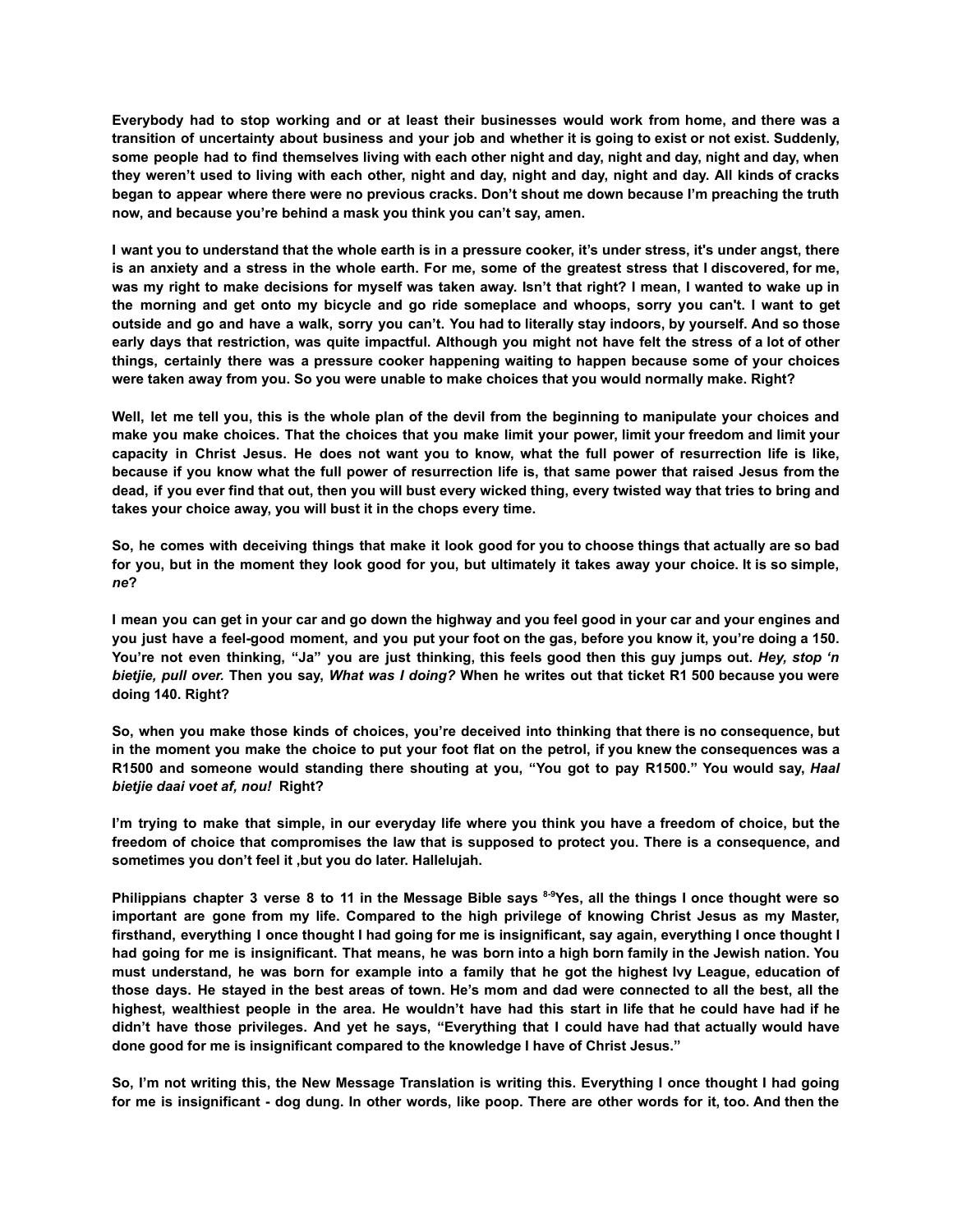**Everybody had to stop working and or at least their businesses would work from home, and there was a transition of uncertainty about business and your job and whether it is going to exist or not exist. Suddenly, some people had to find themselves living with each other night and day, night and day, night and day, when they weren't used to living with each other, night and day, night and day, night and day. All kinds of cracks began to appear where there were no previous cracks. Don't shout me down because I'm preaching the truth now, and because you're behind a mask you think you can't say, amen.**

**I want you to understand that the whole earth is in a pressure cooker, it's under stress, it's under angst, there is an anxiety and a stress in the whole earth. For me, some of the greatest stress that I discovered, for me, was my right to make decisions for myself was taken away. Isn't that right? I mean, I wanted to wake up in the morning and get onto my bicycle and go ride someplace and whoops, sorry you can't. I want to get outside and go and have a walk, sorry you can't. You had to literally stay indoors, by yourself. And so those early days that restriction, was quite impactful. Although you might not have felt the stress of a lot of other things, certainly there was a pressure cooker happening waiting to happen because some of your choices were taken away from you. So you were unable to make choices that you would normally make. Right?**

**Well, let me tell you, this is the whole plan of the devil from the beginning to manipulate your choices and make you make choices. That the choices that you make limit your power, limit your freedom and limit your capacity in Christ Jesus. He does not want you to know, what the full power of resurrection life is like, because if you know what the full power of resurrection life is, that same power that raised Jesus from the dead, if you ever find that out, then you will bust every wicked thing, every twisted way that tries to bring and takes your choice away, you will bust it in the chops every time.**

**So, he comes with deceiving things that make it look good for you to choose things that actually are so bad for you, but in the moment they look good for you, but ultimately it takes away your choice. It is so simple, *ne*?**

**I mean you can get in your car and go down the highway and you feel good in your car and your engines and you just have a feel-good moment, and you put your foot on the gas, before you know it, you're doing a 150. You're not even thinking, "Ja" you are just thinking, this feels good then this guy jumps out. *Hey, stop 'n bietjie, pull over.* Then you say, *What was I doing?* When he writes out that ticket R1 500 because you were doing 140. Right?**

**So, when you make those kinds of choices, you're deceived into thinking that there is no consequence, but in the moment you make the choice to put your foot flat on the petrol, if you knew the consequences was a R1500 and someone would standing there shouting at you, "You got to pay R1500." You would say, *Haal bietjie daai voet af, nou!* Right?**

**I'm trying to make that simple, in our everyday life where you think you have a freedom of choice, but the freedom of choice that compromises the law that is supposed to protect you. There is a consequence, and sometimes you don't feel it ,but you do later. Hallelujah.**

**Philippians chapter 3 verse 8 to 11 in the Message Bible says [8-9]Yes, all the things I once thought were so important are gone from my life. Compared to the high privilege of knowing Christ Jesus as my Master, firsthand, everything I once thought I had going for me is insignificant, say again, everything I once thought I had going for me is insignificant. That means, he was born into a high born family in the Jewish nation. You must understand, he was born for example into a family that he got the highest Ivy League, education of those days. He stayed in the best areas of town. He's mom and dad were connected to all the best, all the highest, wealthiest people in the area. He wouldn't have had this start in life that he could have had if he didn't have those privileges. And yet he says, "Everything that I could have had that actually would have done good for me is insignificant compared to the knowledge I have of Christ Jesus."**

**So, I'm not writing this, the New Message Translation is writing this. Everything I once thought I had going for me is insignificant - dog dung. In other words, like poop. There are other words for it, too. And then the**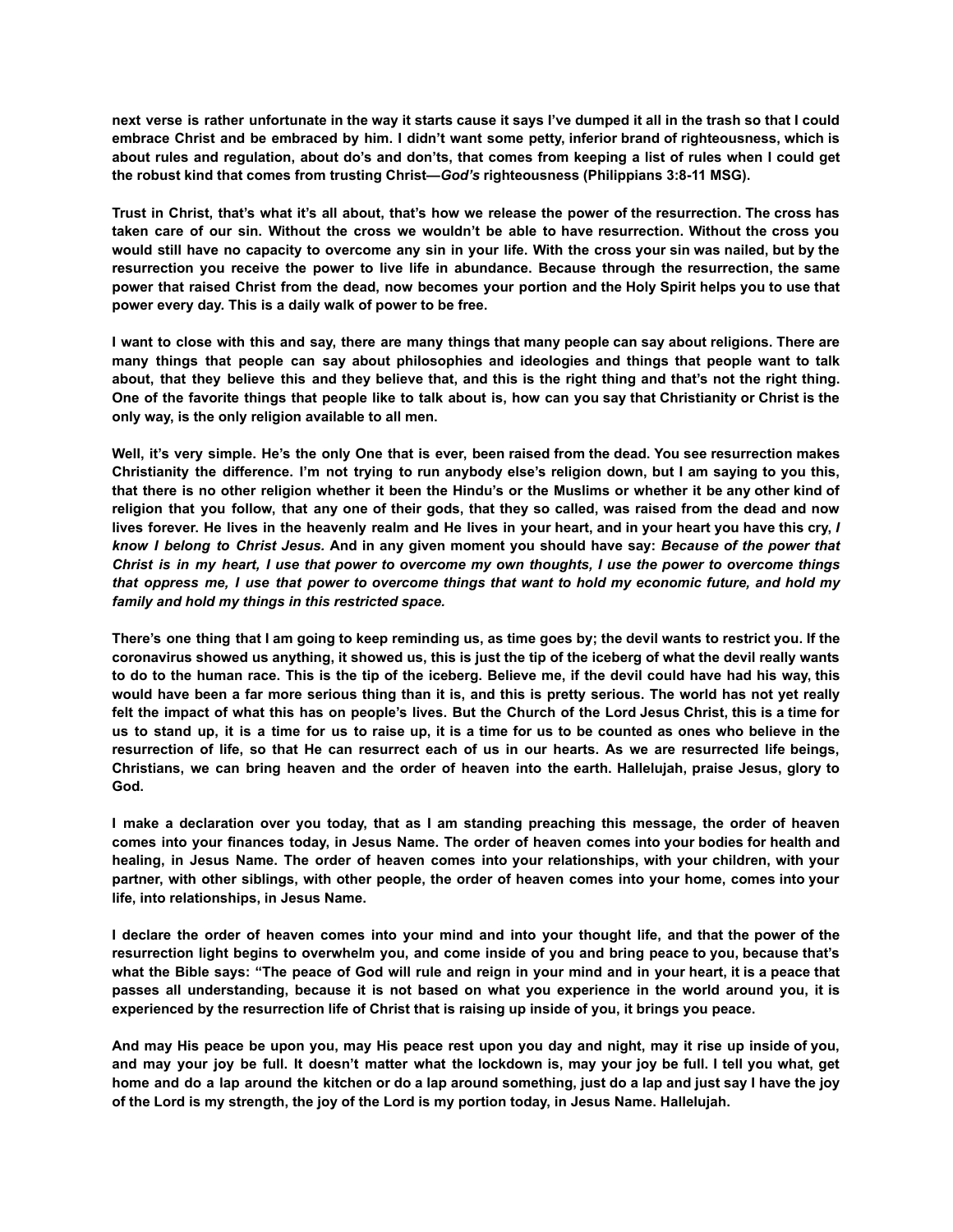**next verse is rather unfortunate in the way it starts cause it says I've dumped it all in the trash so that I could embrace Christ and be embraced by him. I didn't want some petty, inferior brand of righteousness, which is about rules and regulation, about do's and don'ts, that comes from keeping a list of rules when I could get the robust kind that comes from trusting Christ—*God's* righteousness (Philippians 3:8-11 MSG).**

**Trust in Christ, that's what it's all about, that's how we release the power of the resurrection. The cross has taken care of our sin. Without the cross we wouldn't be able to have resurrection. Without the cross you would still have no capacity to overcome any sin in your life. With the cross your sin was nailed, but by the resurrection you receive the power to live life in abundance. Because through the resurrection, the same power that raised Christ from the dead, now becomes your portion and the Holy Spirit helps you to use that power every day. This is a daily walk of power to be free.**

**I want to close with this and say, there are many things that many people can say about religions. There are many things that people can say about philosophies and ideologies and things that people want to talk about, that they believe this and they believe that, and this is the right thing and that's not the right thing. One of the favorite things that people like to talk about is, how can you say that Christianity or Christ is the only way, is the only religion available to all men.**

**Well, it's very simple. He's the only One that is ever, been raised from the dead. You see resurrection makes Christianity the difference. I'm not trying to run anybody else's religion down, but I am saying to you this, that there is no other religion whether it been the Hindu's or the Muslims or whether it be any other kind of religion that you follow, that any one of their gods, that they so called, was raised from the dead and now lives forever. He lives in the heavenly realm and He lives in your heart, and in your heart you have this cry, *I know I belong to Christ Jesus.* And in any given moment you should have say: *Because of the power that Christ is in my heart, I use that power to overcome my own thoughts, I use the power to overcome things that oppress me, I use that power to overcome things that want to hold my economic future, and hold my family and hold my things in this restricted space.***

**There's one thing that I am going to keep reminding us, as time goes by; the devil wants to restrict you. If the coronavirus showed us anything, it showed us, this is just the tip of the iceberg of what the devil really wants to do to the human race. This is the tip of the iceberg. Believe me, if the devil could have had his way, this would have been a far more serious thing than it is, and this is pretty serious. The world has not yet really felt the impact of what this has on people's lives. But the Church of the Lord Jesus Christ, this is a time for us to stand up, it is a time for us to raise up, it is a time for us to be counted as ones who believe in the resurrection of life, so that He can resurrect each of us in our hearts. As we are resurrected life beings, Christians, we can bring heaven and the order of heaven into the earth. Hallelujah, praise Jesus, glory to God.**

**I make a declaration over you today, that as I am standing preaching this message, the order of heaven comes into your finances today, in Jesus Name. The order of heaven comes into your bodies for health and healing, in Jesus Name. The order of heaven comes into your relationships, with your children, with your partner, with other siblings, with other people, the order of heaven comes into your home, comes into your life, into relationships, in Jesus Name.**

**I declare the order of heaven comes into your mind and into your thought life, and that the power of the resurrection light begins to overwhelm you, and come inside of you and bring peace to you, because that's what the Bible says: "The peace of God will rule and reign in your mind and in your heart, it is a peace that passes all understanding, because it is not based on what you experience in the world around you, it is experienced by the resurrection life of Christ that is raising up inside of you, it brings you peace.**

**And may His peace be upon you, may His peace rest upon you day and night, may it rise up inside of you, and may your joy be full. It doesn't matter what the lockdown is, may your joy be full. I tell you what, get home and do a lap around the kitchen or do a lap around something, just do a lap and just say I have the joy of the Lord is my strength, the joy of the Lord is my portion today, in Jesus Name. Hallelujah.**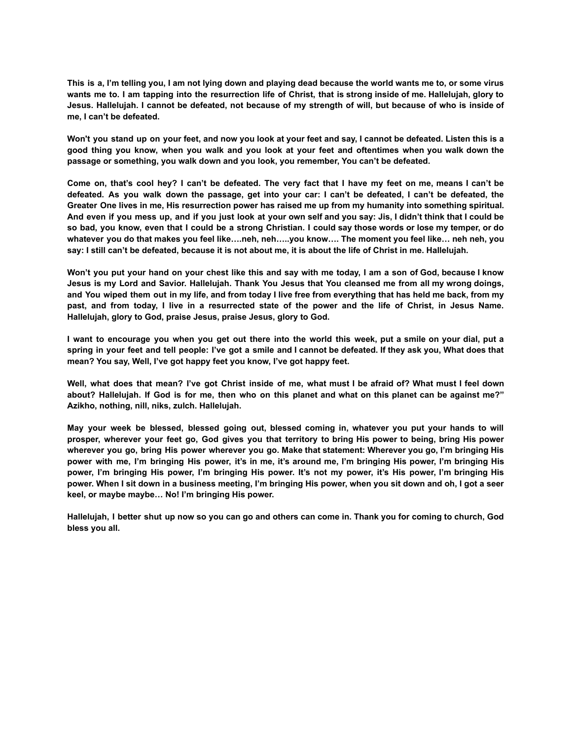**This is a, I'm telling you, I am not lying down and playing dead because the world wants me to, or some virus wants me to. I am tapping into the resurrection life of Christ, that is strong inside of me. Hallelujah, glory to Jesus. Hallelujah. I cannot be defeated, not because of my strength of will, but because of who is inside of me, I can't be defeated.**

**Won't you stand up on your feet, and now you look at your feet and say, I cannot be defeated. Listen this is a good thing you know, when you walk and you look at your feet and oftentimes when you walk down the passage or something, you walk down and you look, you remember, You can't be defeated.**

**Come on, that's cool hey? I can't be defeated. The very fact that I have my feet on me, means I can't be defeated. As you walk down the passage, get into your car: I can't be defeated, I can't be defeated, the Greater One lives in me, His resurrection power has raised me up from my humanity into something spiritual. And even if you mess up, and if you just look at your own self and you say: Jis, I didn't think that I could be so bad, you know, even that I could be a strong Christian. I could say those words or lose my temper, or do whatever you do that makes you feel like….neh, neh…..you know…. The moment you feel like… neh neh, you say: I still can't be defeated, because it is not about me, it is about the life of Christ in me. Hallelujah.**

**Won't you put your hand on your chest like this and say with me today, I am a son of God, because I know Jesus is my Lord and Savior. Hallelujah. Thank You Jesus that You cleansed me from all my wrong doings, and You wiped them out in my life, and from today I live free from everything that has held me back, from my past, and from today, I live in a resurrected state of the power and the life of Christ, in Jesus Name. Hallelujah, glory to God, praise Jesus, praise Jesus, glory to God.**

**I want to encourage you when you get out there into the world this week, put a smile on your dial, put a spring in your feet and tell people: I've got a smile and I cannot be defeated. If they ask you, What does that mean? You say, Well, I've got happy feet you know, I've got happy feet.**

**Well, what does that mean? I've got Christ inside of me, what must I be afraid of? What must I feel down about? Hallelujah. If God is for me, then who on this planet and what on this planet can be against me?" Azikho, nothing, nill, niks, zulch. Hallelujah.**

**May your week be blessed, blessed going out, blessed coming in, whatever you put your hands to will prosper, wherever your feet go, God gives you that territory to bring His power to being, bring His power wherever you go, bring His power wherever you go. Make that statement: Wherever you go, I'm bringing His power with me, I'm bringing His power, it's in me, it's around me, I'm bringing His power, I'm bringing His power, I'm bringing His power, I'm bringing His power, I'm bringing His power. It's not my power, it's His power, I'm bringing His power. When I sit down in a business meeting, I'm bringing His power, when you sit down and oh, I got a seer keel, or maybe maybe… No! I'm bringing His power.**

**Hallelujah, I better shut up now so you can go and others can come in. Thank you for coming to church, God bless you all.**